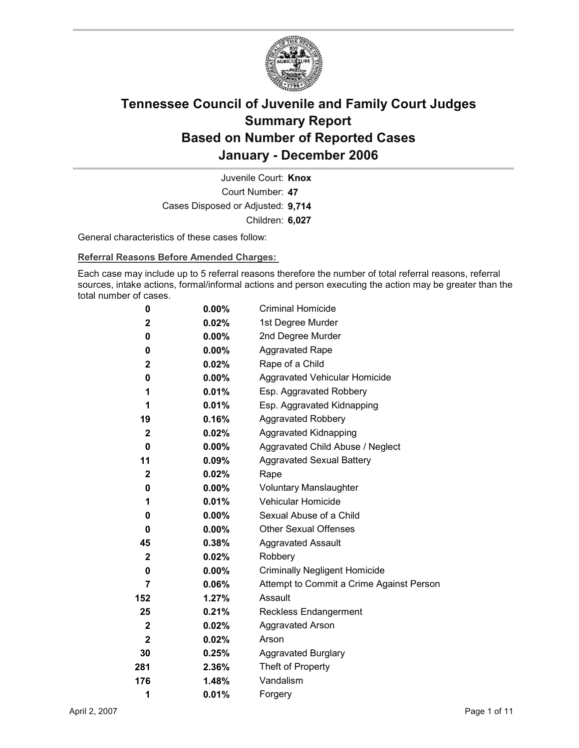# Tennessee Council of Juvenile and Family Court Judges
## Summary Report
## Based on Number of Reported Cases
## January - December 2006

Juvenile Court: **Knox**

Court Number: **47**

Cases Disposed or Adjusted: **9,714**

Children: **6,027**

General characteristics of these cases follow:

### Referral Reasons Before Amended Charges:

Each case may include up to 5 referral reasons therefore the number of total referral reasons, referral sources, intake actions, formal/informal actions and person executing the action may be greater than the total number of cases.

| Count | Percent | Referral Reason |
|---|---|---|
| **0** | **0.00%** | Criminal Homicide |
| **2** | **0.02%** | 1st Degree Murder |
| **0** | **0.00%** | 2nd Degree Murder |
| **0** | **0.00%** | Aggravated Rape |
| **2** | **0.02%** | Rape of a Child |
| **0** | **0.00%** | Aggravated Vehicular Homicide |
| **1** | **0.01%** | Esp. Aggravated Robbery |
| **1** | **0.01%** | Esp. Aggravated Kidnapping |
| **19** | **0.16%** | Aggravated Robbery |
| **2** | **0.02%** | Aggravated Kidnapping |
| **0** | **0.00%** | Aggravated Child Abuse / Neglect |
| **11** | **0.09%** | Aggravated Sexual Battery |
| **2** | **0.02%** | Rape |
| **0** | **0.00%** | Voluntary Manslaughter |
| **1** | **0.01%** | Vehicular Homicide |
| **0** | **0.00%** | Sexual Abuse of a Child |
| **0** | **0.00%** | Other Sexual Offenses |
| **45** | **0.38%** | Aggravated Assault |
| **2** | **0.02%** | Robbery |
| **0** | **0.00%** | Criminally Negligent Homicide |
| **7** | **0.06%** | Attempt to Commit a Crime Against Person |
| **152** | **1.27%** | Assault |
| **25** | **0.21%** | Reckless Endangerment |
| **2** | **0.02%** | Aggravated Arson |
| **2** | **0.02%** | Arson |
| **30** | **0.25%** | Aggravated Burglary |
| **281** | **2.36%** | Theft of Property |
| **176** | **1.48%** | Vandalism |
| **1** | **0.01%** | Forgery |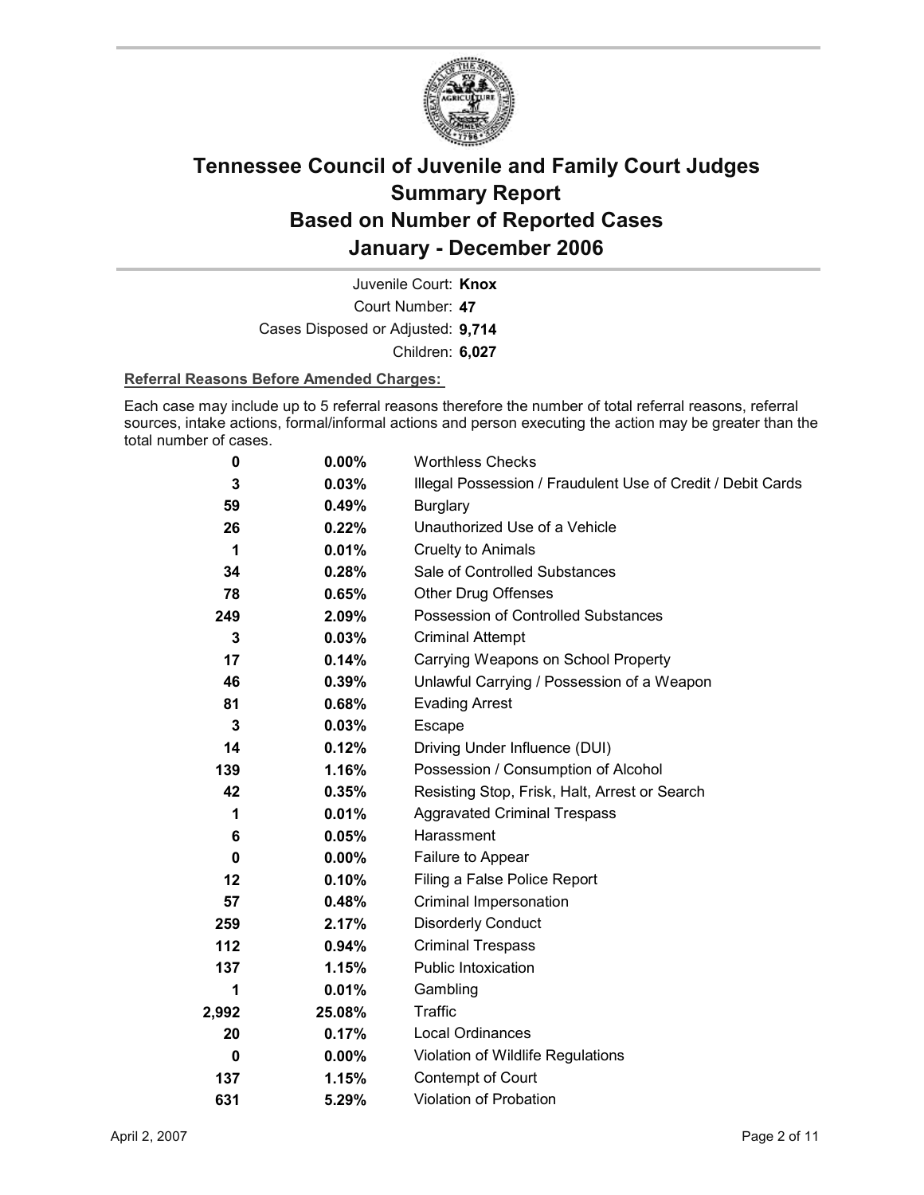# Tennessee Council of Juvenile and Family Court Judges
# Summary Report
# Based on Number of Reported Cases
# January - December 2006

Juvenile Court: **Knox**
Court Number: **47**
Cases Disposed or Adjusted: **9,714**
Children: **6,027**

**Referral Reasons Before Amended Charges:**

Each case may include up to 5 referral reasons therefore the number of total referral reasons, referral sources, intake actions, formal/informal actions and person executing the action may be greater than the total number of cases.

| Count | Percent | Referral Reason |
|---|---|---|
| 0 | 0.00% | Worthless Checks |
| 3 | 0.03% | Illegal Possession / Fraudulent Use of Credit / Debit Cards |
| 59 | 0.49% | Burglary |
| 26 | 0.22% | Unauthorized Use of a Vehicle |
| 1 | 0.01% | Cruelty to Animals |
| 34 | 0.28% | Sale of Controlled Substances |
| 78 | 0.65% | Other Drug Offenses |
| 249 | 2.09% | Possession of Controlled Substances |
| 3 | 0.03% | Criminal Attempt |
| 17 | 0.14% | Carrying Weapons on School Property |
| 46 | 0.39% | Unlawful Carrying / Possession of a Weapon |
| 81 | 0.68% | Evading Arrest |
| 3 | 0.03% | Escape |
| 14 | 0.12% | Driving Under Influence (DUI) |
| 139 | 1.16% | Possession / Consumption of Alcohol |
| 42 | 0.35% | Resisting Stop, Frisk, Halt, Arrest or Search |
| 1 | 0.01% | Aggravated Criminal Trespass |
| 6 | 0.05% | Harassment |
| 0 | 0.00% | Failure to Appear |
| 12 | 0.10% | Filing a False Police Report |
| 57 | 0.48% | Criminal Impersonation |
| 259 | 2.17% | Disorderly Conduct |
| 112 | 0.94% | Criminal Trespass |
| 137 | 1.15% | Public Intoxication |
| 1 | 0.01% | Gambling |
| 2,992 | 25.08% | Traffic |
| 20 | 0.17% | Local Ordinances |
| 0 | 0.00% | Violation of Wildlife Regulations |
| 137 | 1.15% | Contempt of Court |
| 631 | 5.29% | Violation of Probation |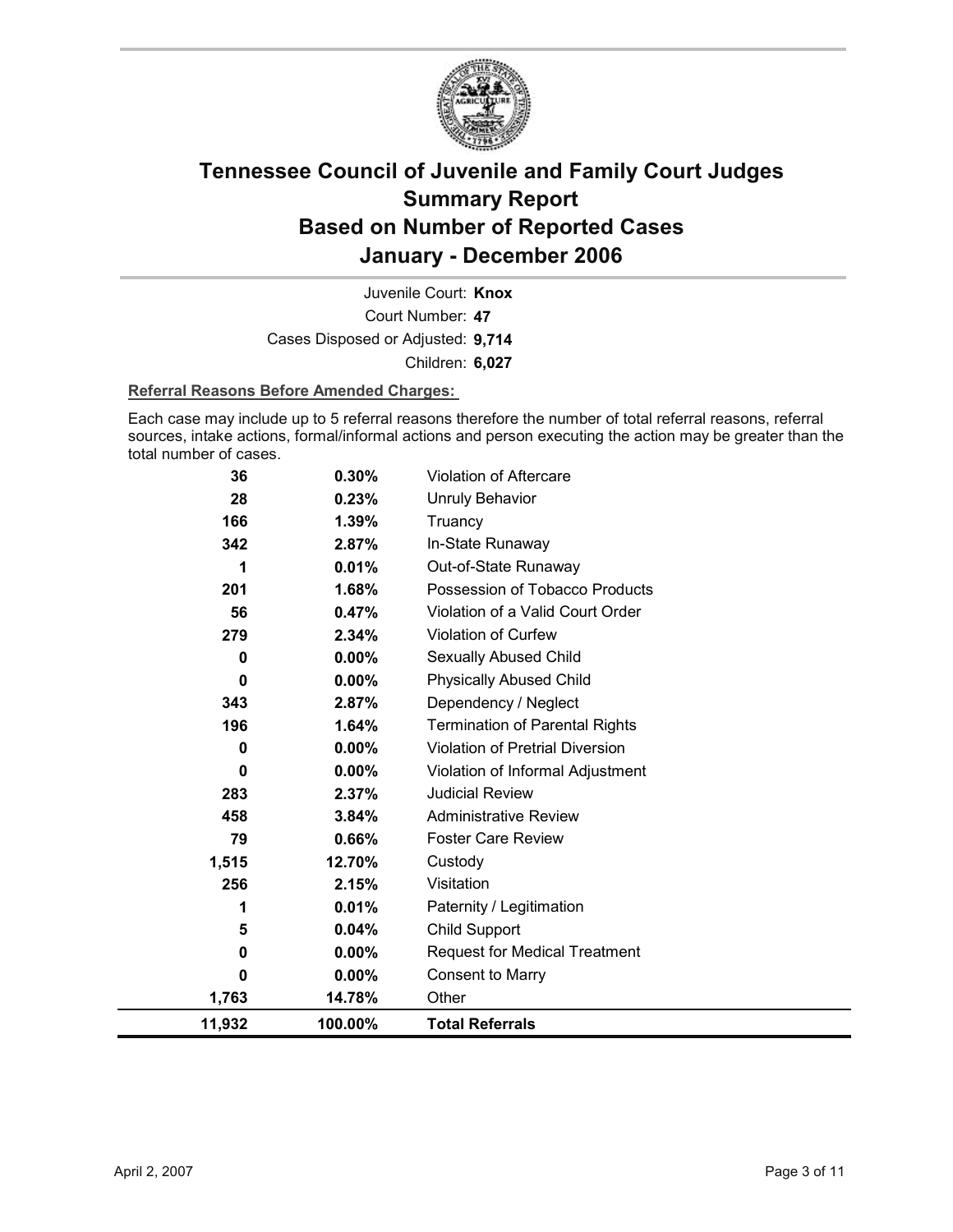# Tennessee Council of Juvenile and Family Court Judges
## Summary Report
## Based on Number of Reported Cases
## January - December 2006

Juvenile Court: **Knox**

Court Number: **47**

Cases Disposed or Adjusted: **9,714**

Children: **6,027**

**Referral Reasons Before Amended Charges:**

Each case may include up to 5 referral reasons therefore the number of total referral reasons, referral sources, intake actions, formal/informal actions and person executing the action may be greater than the total number of cases.

| Count | Percent | Referral Reason |
|---|---|---|
| 36 | 0.30% | Violation of Aftercare |
| 28 | 0.23% | Unruly Behavior |
| 166 | 1.39% | Truancy |
| 342 | 2.87% | In-State Runaway |
| 1 | 0.01% | Out-of-State Runaway |
| 201 | 1.68% | Possession of Tobacco Products |
| 56 | 0.47% | Violation of a Valid Court Order |
| 279 | 2.34% | Violation of Curfew |
| 0 | 0.00% | Sexually Abused Child |
| 0 | 0.00% | Physically Abused Child |
| 343 | 2.87% | Dependency / Neglect |
| 196 | 1.64% | Termination of Parental Rights |
| 0 | 0.00% | Violation of Pretrial Diversion |
| 0 | 0.00% | Violation of Informal Adjustment |
| 283 | 2.37% | Judicial Review |
| 458 | 3.84% | Administrative Review |
| 79 | 0.66% | Foster Care Review |
| 1,515 | 12.70% | Custody |
| 256 | 2.15% | Visitation |
| 1 | 0.01% | Paternity / Legitimation |
| 5 | 0.04% | Child Support |
| 0 | 0.00% | Request for Medical Treatment |
| 0 | 0.00% | Consent to Marry |
| 1,763 | 14.78% | Other |
| **11,932** | **100.00%** | **Total Referrals** |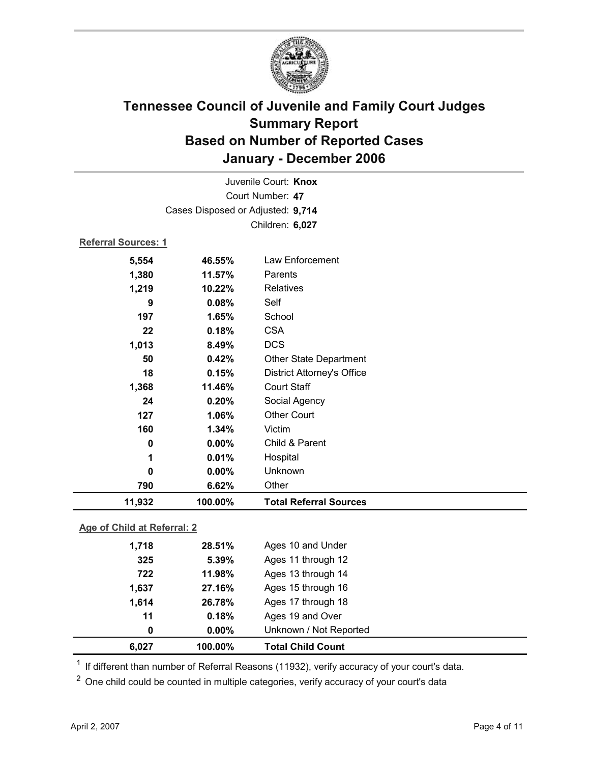# Tennessee Council of Juvenile and Family Court Judges
## Summary Report
## Based on Number of Reported Cases
## January - December 2006

Juvenile Court: **Knox**
Court Number: **47**
Cases Disposed or Adjusted: **9,714**
Children: **6,027**

**Referral Sources: 1**

| Count | Percent | Source |
|---|---|---|
| 5,554 | 46.55% | Law Enforcement |
| 1,380 | 11.57% | Parents |
| 1,219 | 10.22% | Relatives |
| 9 | 0.08% | Self |
| 197 | 1.65% | School |
| 22 | 0.18% | CSA |
| 1,013 | 8.49% | DCS |
| 50 | 0.42% | Other State Department |
| 18 | 0.15% | District Attorney's Office |
| 1,368 | 11.46% | Court Staff |
| 24 | 0.20% | Social Agency |
| 127 | 1.06% | Other Court |
| 160 | 1.34% | Victim |
| 0 | 0.00% | Child & Parent |
| 1 | 0.01% | Hospital |
| 0 | 0.00% | Unknown |
| 790 | 6.62% | Other |
| **11,932** | **100.00%** | **Total Referral Sources** |

**Age of Child at Referral: 2**

| Count | Percent | Age |
|---|---|---|
| 1,718 | 28.51% | Ages 10 and Under |
| 325 | 5.39% | Ages 11 through 12 |
| 722 | 11.98% | Ages 13 through 14 |
| 1,637 | 27.16% | Ages 15 through 16 |
| 1,614 | 26.78% | Ages 17 through 18 |
| 11 | 0.18% | Ages 19 and Over |
| 0 | 0.00% | Unknown / Not Reported |
| **6,027** | **100.00%** | **Total Child Count** |

[1] If different than number of Referral Reasons (11932), verify accuracy of your court's data.

[2] One child could be counted in multiple categories, verify accuracy of your court's data

April 2, 2007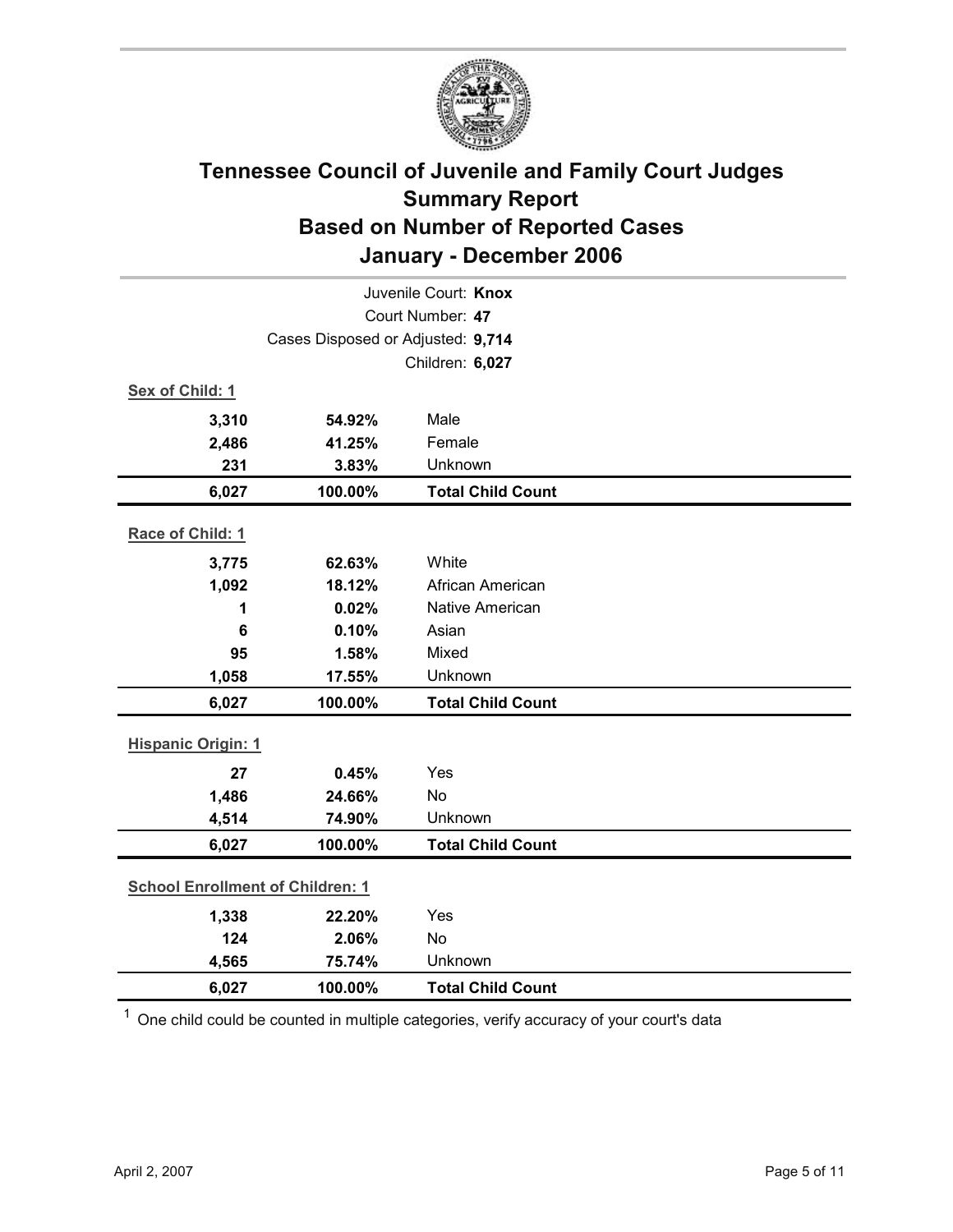# Tennessee Council of Juvenile and Family Court Judges
## Summary Report
## Based on Number of Reported Cases
## January - December 2006

Juvenile Court: **Knox**

Court Number: **47**

Cases Disposed or Adjusted: **9,714**

Children: **6,027**

**Sex of Child: 1**

| | | |
|---|---|---|
| **3,310** | **54.92%** | Male |
| **2,486** | **41.25%** | Female |
| **231** | **3.83%** | Unknown |
| **6,027** | **100.00%** | **Total Child Count** |

**Race of Child: 1**

| | | |
|---|---|---|
| **3,775** | **62.63%** | White |
| **1,092** | **18.12%** | African American |
| **1** | **0.02%** | Native American |
| **6** | **0.10%** | Asian |
| **95** | **1.58%** | Mixed |
| **1,058** | **17.55%** | Unknown |
| **6,027** | **100.00%** | **Total Child Count** |

**Hispanic Origin: 1**

| | | |
|---|---|---|
| **27** | **0.45%** | Yes |
| **1,486** | **24.66%** | No |
| **4,514** | **74.90%** | Unknown |
| **6,027** | **100.00%** | **Total Child Count** |

**School Enrollment of Children: 1**

| | | |
|---|---|---|
| **1,338** | **22.20%** | Yes |
| **124** | **2.06%** | No |
| **4,565** | **75.74%** | Unknown |
| **6,027** | **100.00%** | **Total Child Count** |

[1] One child could be counted in multiple categories, verify accuracy of your court's data

April 2, 2007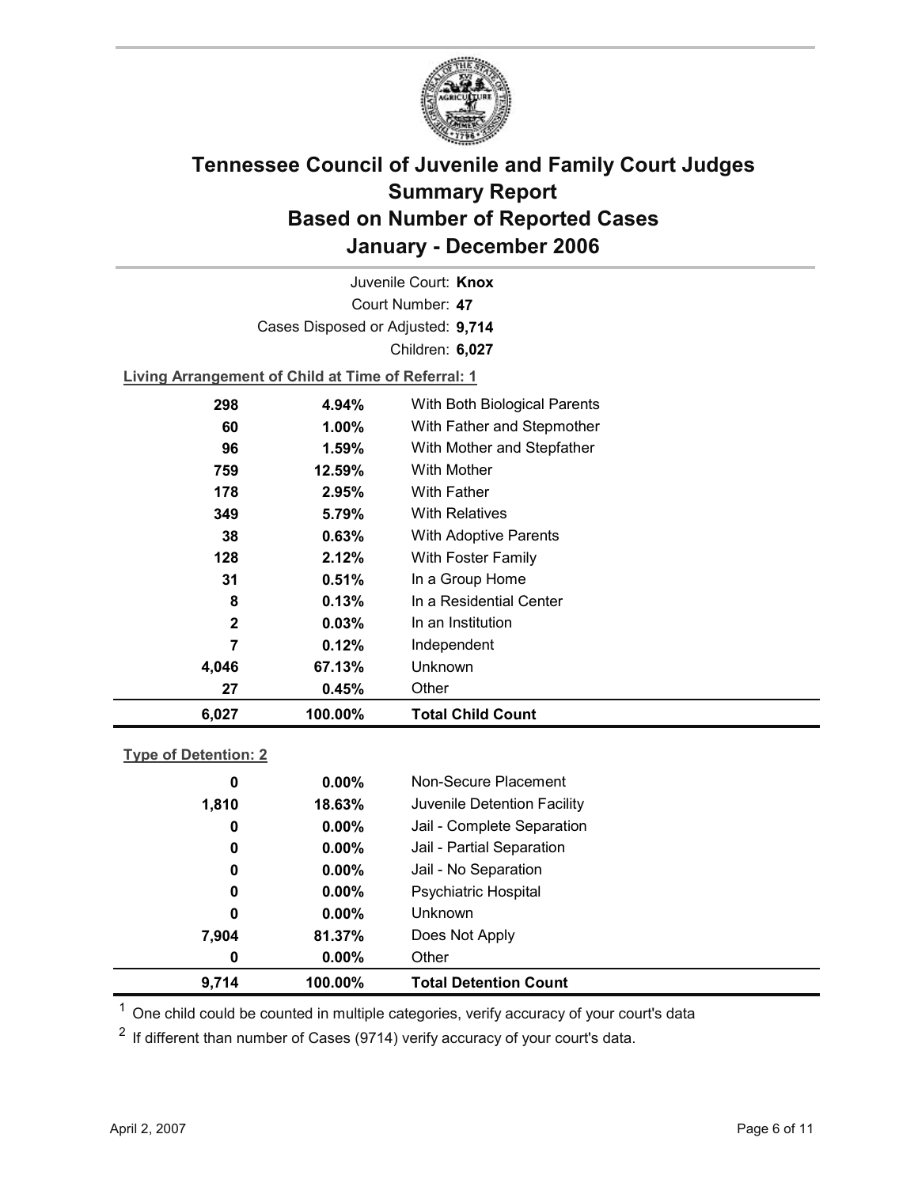# Tennessee Council of Juvenile and Family Court Judges
# Summary Report
# Based on Number of Reported Cases
# January - December 2006

Juvenile Court: **Knox**

Court Number: **47**

Cases Disposed or Adjusted: **9,714**

Children: **6,027**

**Living Arrangement of Child at Time of Referral: 1**

| Count | Percent | Category |
|---|---|---|
| 298 | 4.94% | With Both Biological Parents |
| 60 | 1.00% | With Father and Stepmother |
| 96 | 1.59% | With Mother and Stepfather |
| 759 | 12.59% | With Mother |
| 178 | 2.95% | With Father |
| 349 | 5.79% | With Relatives |
| 38 | 0.63% | With Adoptive Parents |
| 128 | 2.12% | With Foster Family |
| 31 | 0.51% | In a Group Home |
| 8 | 0.13% | In a Residential Center |
| 2 | 0.03% | In an Institution |
| 7 | 0.12% | Independent |
| 4,046 | 67.13% | Unknown |
| 27 | 0.45% | Other |
| **6,027** | **100.00%** | **Total Child Count** |

**Type of Detention: 2**

| Count | Percent | Category |
|---|---|---|
| 0 | 0.00% | Non-Secure Placement |
| 1,810 | 18.63% | Juvenile Detention Facility |
| 0 | 0.00% | Jail - Complete Separation |
| 0 | 0.00% | Jail - Partial Separation |
| 0 | 0.00% | Jail - No Separation |
| 0 | 0.00% | Psychiatric Hospital |
| 0 | 0.00% | Unknown |
| 7,904 | 81.37% | Does Not Apply |
| 0 | 0.00% | Other |
| **9,714** | **100.00%** | **Total Detention Count** |

[1] One child could be counted in multiple categories, verify accuracy of your court's data

[2] If different than number of Cases (9714) verify accuracy of your court's data.

April 2, 2007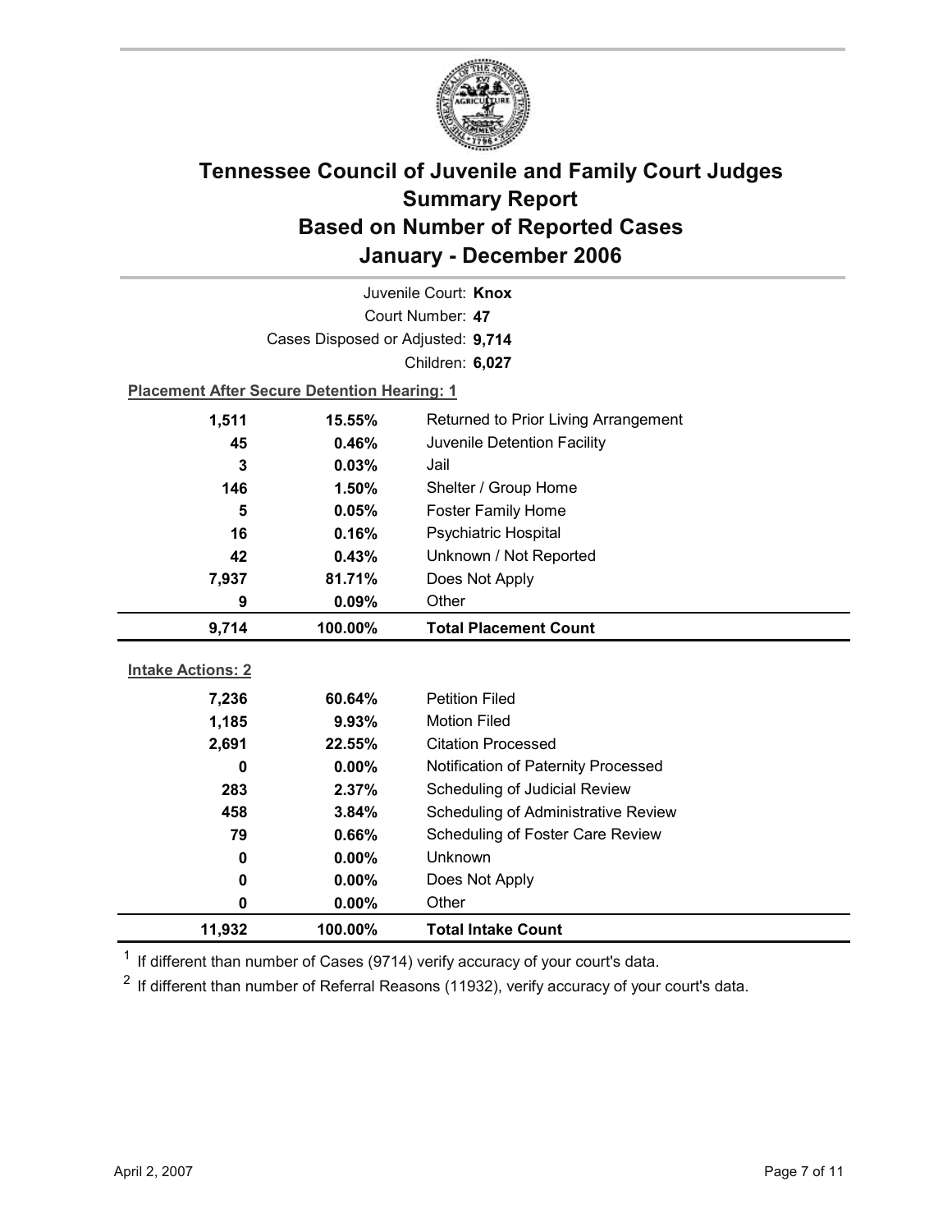# Tennessee Council of Juvenile and Family Court Judges
## Summary Report
## Based on Number of Reported Cases
## January - December 2006

Juvenile Court: **Knox**

Court Number: **47**

Cases Disposed or Adjusted: **9,714**

Children: **6,027**

**Placement After Secure Detention Hearing: 1**

| Count | Percent | Placement |
|---|---|---|
| 1,511 | 15.55% | Returned to Prior Living Arrangement |
| 45 | 0.46% | Juvenile Detention Facility |
| 3 | 0.03% | Jail |
| 146 | 1.50% | Shelter / Group Home |
| 5 | 0.05% | Foster Family Home |
| 16 | 0.16% | Psychiatric Hospital |
| 42 | 0.43% | Unknown / Not Reported |
| 7,937 | 81.71% | Does Not Apply |
| 9 | 0.09% | Other |
| **9,714** | **100.00%** | **Total Placement Count** |

**Intake Actions: 2**

| Count | Percent | Intake Action |
|---|---|---|
| 7,236 | 60.64% | Petition Filed |
| 1,185 | 9.93% | Motion Filed |
| 2,691 | 22.55% | Citation Processed |
| 0 | 0.00% | Notification of Paternity Processed |
| 283 | 2.37% | Scheduling of Judicial Review |
| 458 | 3.84% | Scheduling of Administrative Review |
| 79 | 0.66% | Scheduling of Foster Care Review |
| 0 | 0.00% | Unknown |
| 0 | 0.00% | Does Not Apply |
| 0 | 0.00% | Other |
| **11,932** | **100.00%** | **Total Intake Count** |

[1] If different than number of Cases (9714) verify accuracy of your court's data.

[2] If different than number of Referral Reasons (11932), verify accuracy of your court's data.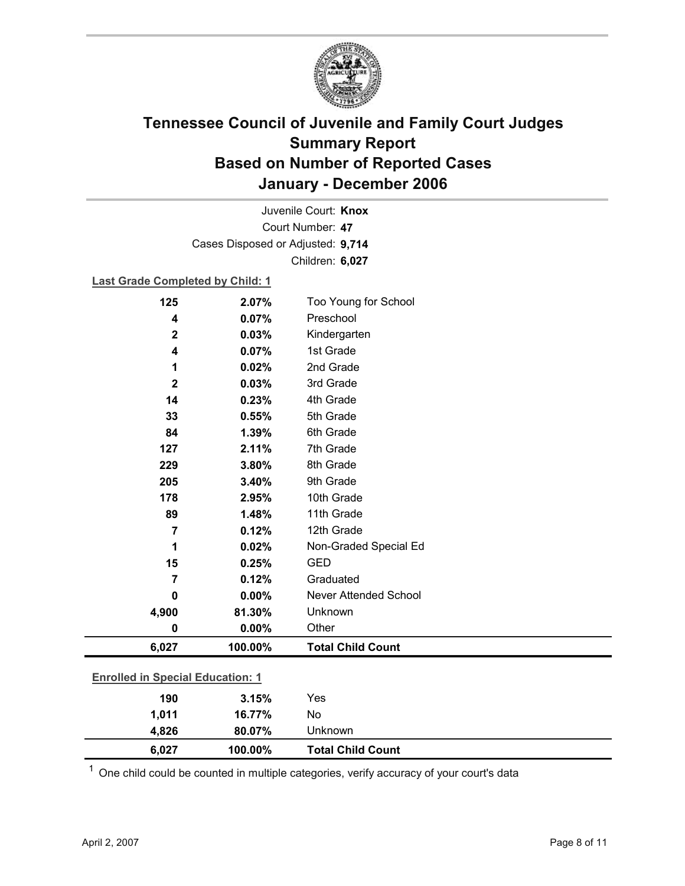# Tennessee Council of Juvenile and Family Court Judges
## Summary Report
## Based on Number of Reported Cases
## January - December 2006

Juvenile Court: **Knox**
Court Number: **47**
Cases Disposed or Adjusted: **9,714**
Children: **6,027**

**Last Grade Completed by Child: 1**

| Count | Percent | Category |
|---|---|---|
| 125 | 2.07% | Too Young for School |
| 4 | 0.07% | Preschool |
| 2 | 0.03% | Kindergarten |
| 4 | 0.07% | 1st Grade |
| 1 | 0.02% | 2nd Grade |
| 2 | 0.03% | 3rd Grade |
| 14 | 0.23% | 4th Grade |
| 33 | 0.55% | 5th Grade |
| 84 | 1.39% | 6th Grade |
| 127 | 2.11% | 7th Grade |
| 229 | 3.80% | 8th Grade |
| 205 | 3.40% | 9th Grade |
| 178 | 2.95% | 10th Grade |
| 89 | 1.48% | 11th Grade |
| 7 | 0.12% | 12th Grade |
| 1 | 0.02% | Non-Graded Special Ed |
| 15 | 0.25% | GED |
| 7 | 0.12% | Graduated |
| 0 | 0.00% | Never Attended School |
| 4,900 | 81.30% | Unknown |
| 0 | 0.00% | Other |
| **6,027** | **100.00%** | **Total Child Count** |

**Enrolled in Special Education: 1**

| Count | Percent | Category |
|---|---|---|
| 190 | 3.15% | Yes |
| 1,011 | 16.77% | No |
| 4,826 | 80.07% | Unknown |
| **6,027** | **100.00%** | **Total Child Count** |

[1] One child could be counted in multiple categories, verify accuracy of your court's data

April 2, 2007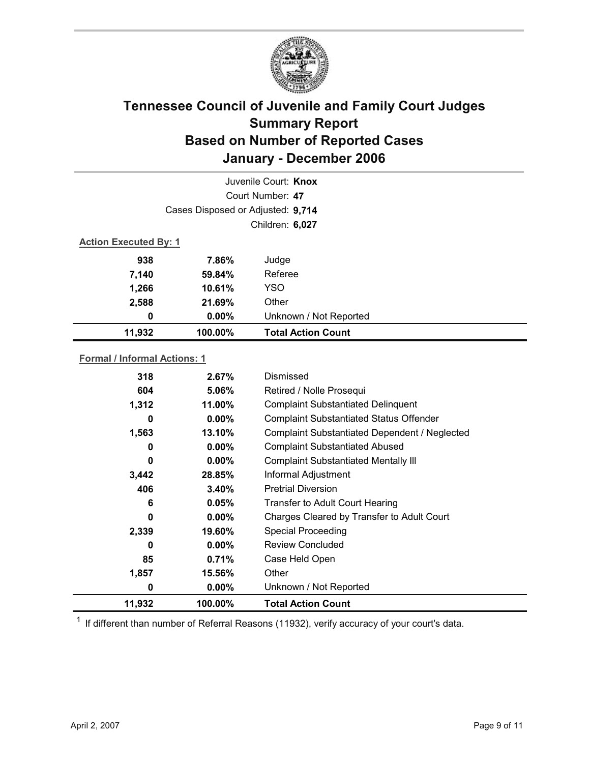# Tennessee Council of Juvenile and Family Court Judges
## Summary Report
## Based on Number of Reported Cases
## January - December 2006

Juvenile Court: **Knox**

Court Number: **47**

Cases Disposed or Adjusted: **9,714**

Children: **6,027**

**Action Executed By: 1**

| | | |
|---|---|---|
| 938 | 7.86% | Judge |
| 7,140 | 59.84% | Referee |
| 1,266 | 10.61% | YSO |
| 2,588 | 21.69% | Other |
| 0 | 0.00% | Unknown / Not Reported |
| **11,932** | **100.00%** | **Total Action Count** |

**Formal / Informal Actions: 1**

| | | |
|---|---|---|
| 318 | 2.67% | Dismissed |
| 604 | 5.06% | Retired / Nolle Prosequi |
| 1,312 | 11.00% | Complaint Substantiated Delinquent |
| 0 | 0.00% | Complaint Substantiated Status Offender |
| 1,563 | 13.10% | Complaint Substantiated Dependent / Neglected |
| 0 | 0.00% | Complaint Substantiated Abused |
| 0 | 0.00% | Complaint Substantiated Mentally Ill |
| 3,442 | 28.85% | Informal Adjustment |
| 406 | 3.40% | Pretrial Diversion |
| 6 | 0.05% | Transfer to Adult Court Hearing |
| 0 | 0.00% | Charges Cleared by Transfer to Adult Court |
| 2,339 | 19.60% | Special Proceeding |
| 0 | 0.00% | Review Concluded |
| 85 | 0.71% | Case Held Open |
| 1,857 | 15.56% | Other |
| 0 | 0.00% | Unknown / Not Reported |
| **11,932** | **100.00%** | **Total Action Count** |

[1] If different than number of Referral Reasons (11932), verify accuracy of your court's data.

April 2, 2007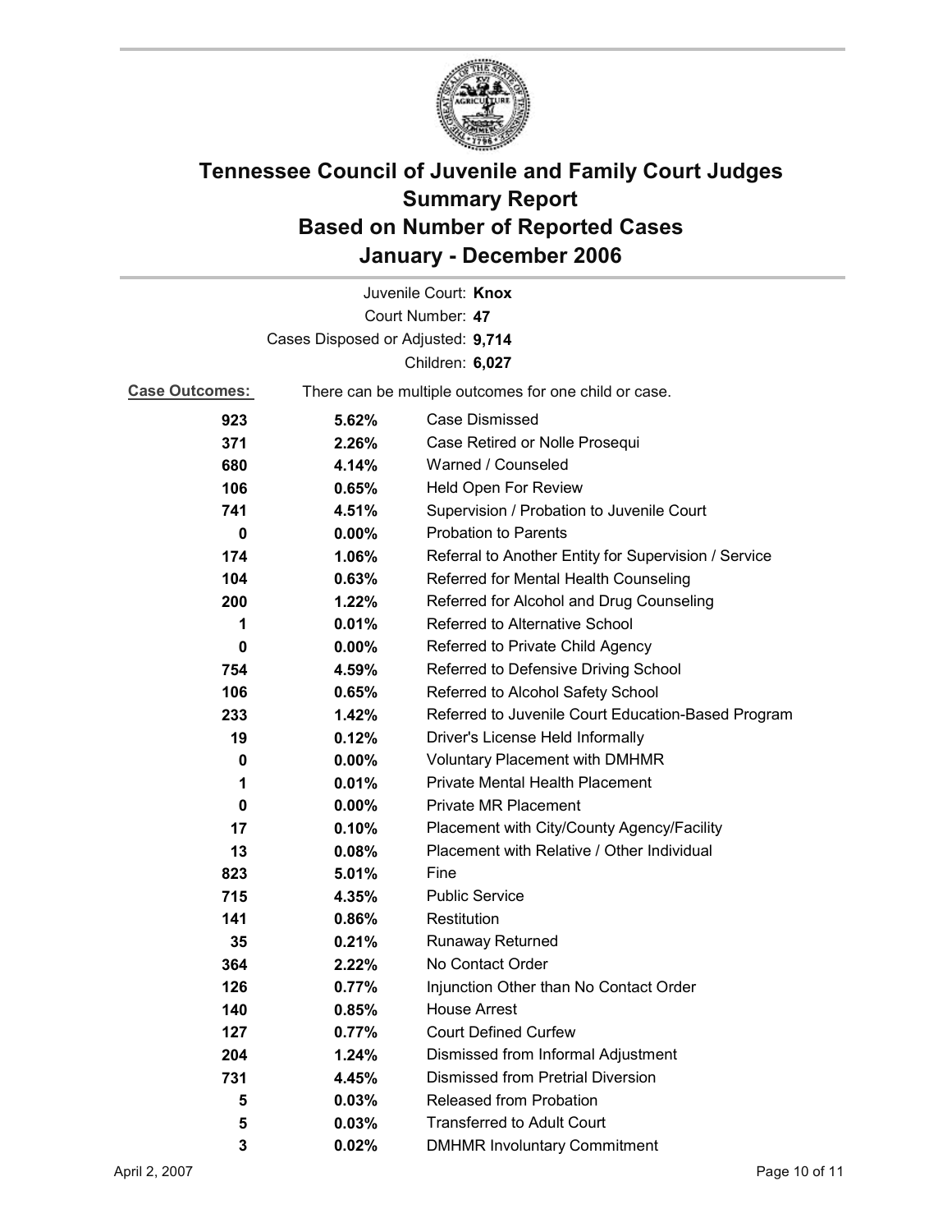# Tennessee Council of Juvenile and Family Court Judges Summary Report Based on Number of Reported Cases January - December 2006

Juvenile Court: **Knox**

Court Number: **47**

Cases Disposed or Adjusted: **9,714**

Children: **6,027**

**Case Outcomes:** There can be multiple outcomes for one child or case.

| Count | Percent | Outcome |
|---|---|---|
| 923 | 5.62% | Case Dismissed |
| 371 | 2.26% | Case Retired or Nolle Prosequi |
| 680 | 4.14% | Warned / Counseled |
| 106 | 0.65% | Held Open For Review |
| 741 | 4.51% | Supervision / Probation to Juvenile Court |
| 0 | 0.00% | Probation to Parents |
| 174 | 1.06% | Referral to Another Entity for Supervision / Service |
| 104 | 0.63% | Referred for Mental Health Counseling |
| 200 | 1.22% | Referred for Alcohol and Drug Counseling |
| 1 | 0.01% | Referred to Alternative School |
| 0 | 0.00% | Referred to Private Child Agency |
| 754 | 4.59% | Referred to Defensive Driving School |
| 106 | 0.65% | Referred to Alcohol Safety School |
| 233 | 1.42% | Referred to Juvenile Court Education-Based Program |
| 19 | 0.12% | Driver's License Held Informally |
| 0 | 0.00% | Voluntary Placement with DMHMR |
| 1 | 0.01% | Private Mental Health Placement |
| 0 | 0.00% | Private MR Placement |
| 17 | 0.10% | Placement with City/County Agency/Facility |
| 13 | 0.08% | Placement with Relative / Other Individual |
| 823 | 5.01% | Fine |
| 715 | 4.35% | Public Service |
| 141 | 0.86% | Restitution |
| 35 | 0.21% | Runaway Returned |
| 364 | 2.22% | No Contact Order |
| 126 | 0.77% | Injunction Other than No Contact Order |
| 140 | 0.85% | House Arrest |
| 127 | 0.77% | Court Defined Curfew |
| 204 | 1.24% | Dismissed from Informal Adjustment |
| 731 | 4.45% | Dismissed from Pretrial Diversion |
| 5 | 0.03% | Released from Probation |
| 5 | 0.03% | Transferred to Adult Court |
| 3 | 0.02% | DMHMR Involuntary Commitment |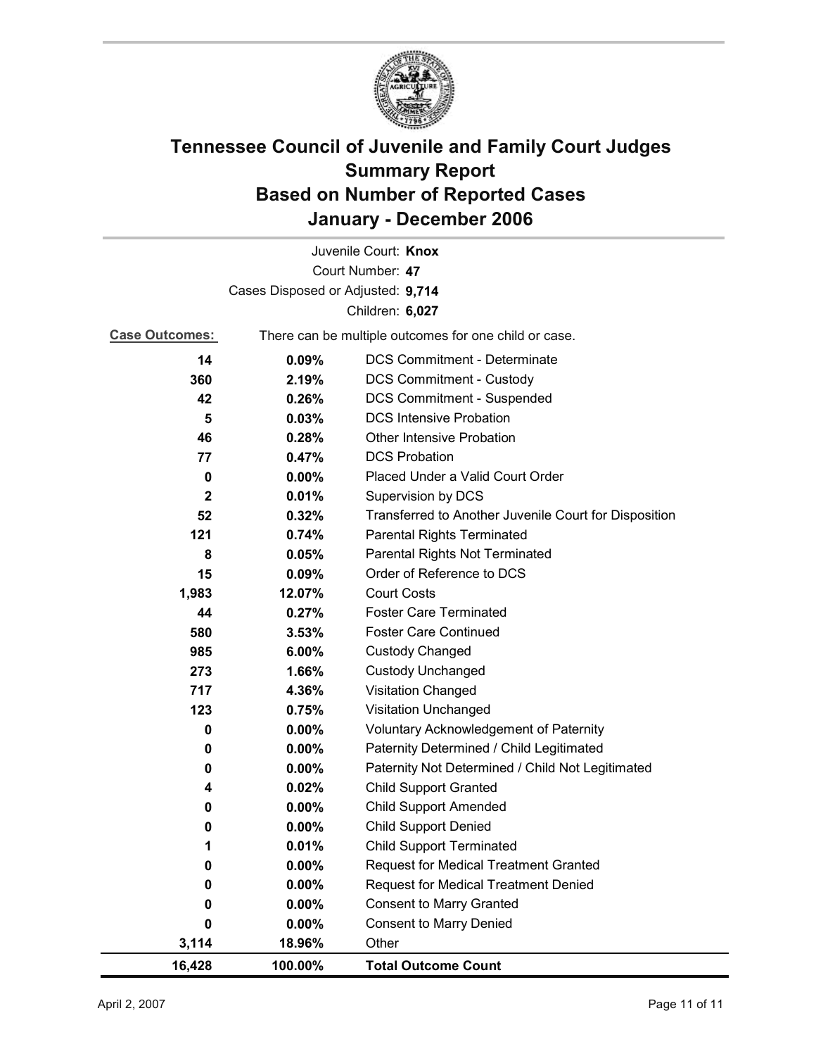# Tennessee Council of Juvenile and Family Court Judges
# Summary Report
# Based on Number of Reported Cases
# January - December 2006

Juvenile Court: **Knox**
Court Number: **47**
Cases Disposed or Adjusted: **9,714**
Children: **6,027**

**Case Outcomes:** There can be multiple outcomes for one child or case.

| | | |
|---|---|---|
| 14 | 0.09% | DCS Commitment - Determinate |
| 360 | 2.19% | DCS Commitment - Custody |
| 42 | 0.26% | DCS Commitment - Suspended |
| 5 | 0.03% | DCS Intensive Probation |
| 46 | 0.28% | Other Intensive Probation |
| 77 | 0.47% | DCS Probation |
| 0 | 0.00% | Placed Under a Valid Court Order |
| 2 | 0.01% | Supervision by DCS |
| 52 | 0.32% | Transferred to Another Juvenile Court for Disposition |
| 121 | 0.74% | Parental Rights Terminated |
| 8 | 0.05% | Parental Rights Not Terminated |
| 15 | 0.09% | Order of Reference to DCS |
| 1,983 | 12.07% | Court Costs |
| 44 | 0.27% | Foster Care Terminated |
| 580 | 3.53% | Foster Care Continued |
| 985 | 6.00% | Custody Changed |
| 273 | 1.66% | Custody Unchanged |
| 717 | 4.36% | Visitation Changed |
| 123 | 0.75% | Visitation Unchanged |
| 0 | 0.00% | Voluntary Acknowledgement of Paternity |
| 0 | 0.00% | Paternity Determined / Child Legitimated |
| 0 | 0.00% | Paternity Not Determined / Child Not Legitimated |
| 4 | 0.02% | Child Support Granted |
| 0 | 0.00% | Child Support Amended |
| 0 | 0.00% | Child Support Denied |
| 1 | 0.01% | Child Support Terminated |
| 0 | 0.00% | Request for Medical Treatment Granted |
| 0 | 0.00% | Request for Medical Treatment Denied |
| 0 | 0.00% | Consent to Marry Granted |
| 0 | 0.00% | Consent to Marry Denied |
| 3,114 | 18.96% | Other |
| **16,428** | **100.00%** | **Total Outcome Count** |

April 2, 2007